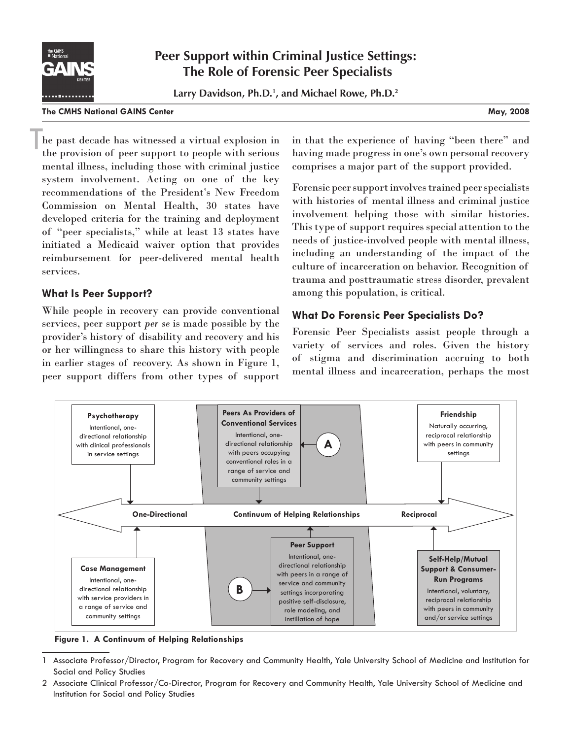# Peer Support within Criminal Justice Settings: The Role of Forensic Peer Specialists

**Larry Davidson, Ph.D.[1], and Michael Rowe, Ph.D.[2]**

**The CMHS National GAINS Center** — **May, 2008**

The past decade has witnessed a virtual explosion in the provision of peer support to people with serious mental illness, including those with criminal justice system involvement. Acting on one of the key recommendations of the President's New Freedom Commission on Mental Health, 30 states have developed criteria for the training and deployment of "peer specialists," while at least 13 states have initiated a Medicaid waiver option that provides reimbursement for peer-delivered mental health services.

## What Is Peer Support?

While people in recovery can provide conventional services, peer support *per se* is made possible by the provider's history of disability and recovery and his or her willingness to share this history with people in earlier stages of recovery. As shown in Figure 1, peer support differs from other types of support in that the experience of having "been there" and having made progress in one's own personal recovery comprises a major part of the support provided.

Forensic peer support involves trained peer specialists with histories of mental illness and criminal justice involvement helping those with similar histories. This type of support requires special attention to the needs of justice-involved people with mental illness, including an understanding of the impact of the culture of incarceration on behavior. Recognition of trauma and posttraumatic stress disorder, prevalent among this population, is critical.

## What Do Forensic Peer Specialists Do?

Forensic Peer Specialists assist people through a variety of services and roles. Given the history of stigma and discrimination accruing to both mental illness and incarceration, perhaps the most

**Continuum of Helping Relationships:** One-Directional ⟷ Reciprocal

- **Psychotherapy** — Intentional, one-directional relationship with clinical professionals in service settings
- **Peers As Providers of Conventional Services** (A) — Intentional, one-directional relationship with peers occupying conventional roles in a range of service and community settings
- **Friendship** — Naturally occurring, reciprocal relationship with peers in community settings
- **Case Management** — Intentional, one-directional relationship with service providers in a range of service and community settings
- **Peer Support** (B) — Intentional, one-directional relationship with peers in a range of service and community settings incorporating positive self-disclosure, role modeling, and instillation of hope
- **Self-Help/Mutual Support & Consumer-Run Programs** — Intentional, voluntary, reciprocal relationship with peers in community and/or service settings

**Figure 1. A Continuum of Helping Relationships**

---

1 Associate Professor/Director, Program for Recovery and Community Health, Yale University School of Medicine and Institution for Social and Policy Studies

2 Associate Clinical Professor/Co-Director, Program for Recovery and Community Health, Yale University School of Medicine and Institution for Social and Policy Studies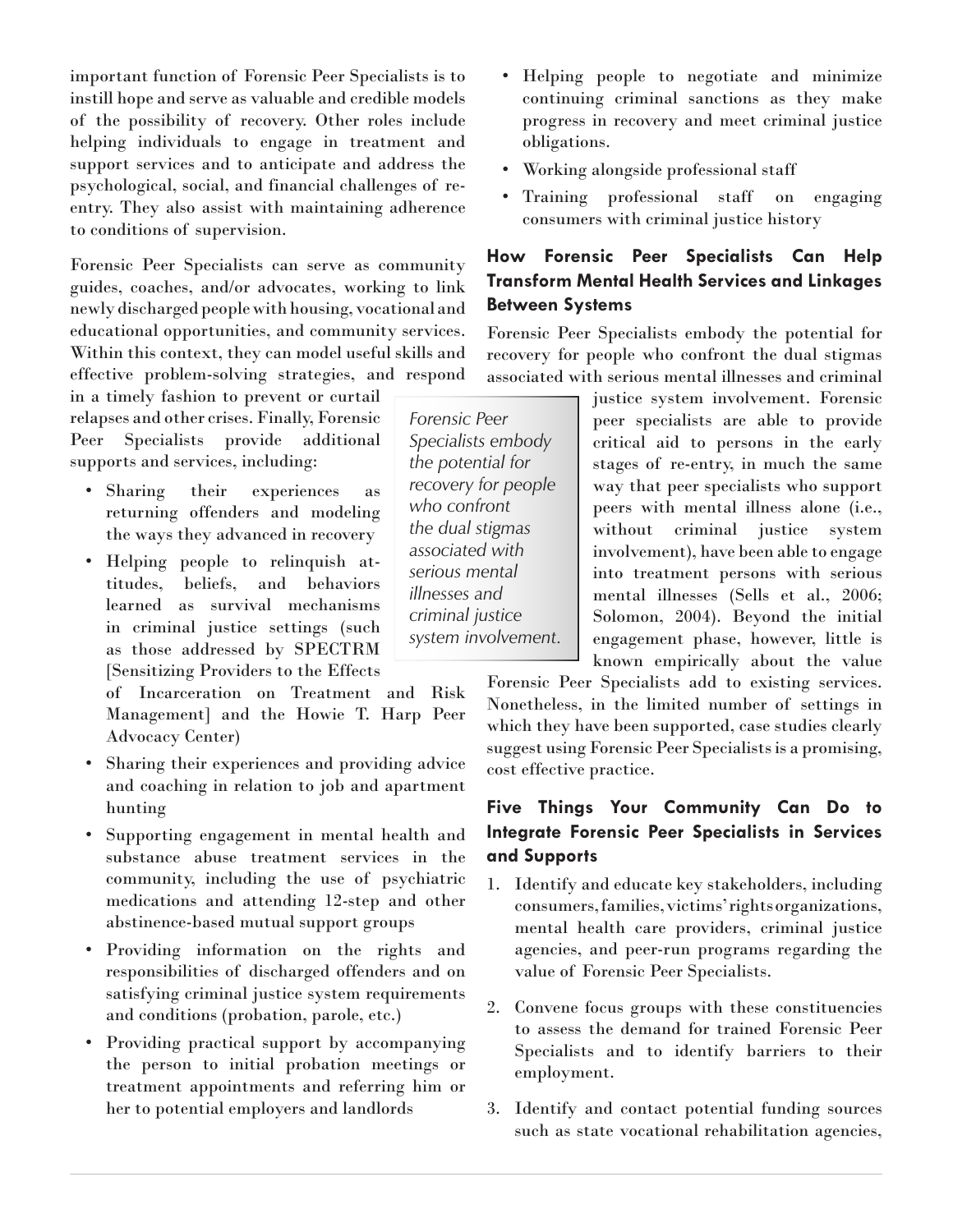important function of Forensic Peer Specialists is to instill hope and serve as valuable and credible models of the possibility of recovery. Other roles include helping individuals to engage in treatment and support services and to anticipate and address the psychological, social, and financial challenges of re-entry. They also assist with maintaining adherence to conditions of supervision.

Forensic Peer Specialists can serve as community guides, coaches, and/or advocates, working to link newly discharged people with housing, vocational and educational opportunities, and community services. Within this context, they can model useful skills and effective problem-solving strategies, and respond in a timely fashion to prevent or curtail relapses and other crises. Finally, Forensic Peer Specialists provide additional supports and services, including:

- Sharing their experiences as returning offenders and modeling the ways they advanced in recovery
- Helping people to relinquish attitudes, beliefs, and behaviors learned as survival mechanisms in criminal justice settings (such as those addressed by SPECTRM [Sensitizing Providers to the Effects of Incarceration on Treatment and Risk Management] and the Howie T. Harp Peer Advocacy Center)
- Sharing their experiences and providing advice and coaching in relation to job and apartment hunting
- Supporting engagement in mental health and substance abuse treatment services in the community, including the use of psychiatric medications and attending 12-step and other abstinence-based mutual support groups
- Providing information on the rights and responsibilities of discharged offenders and on satisfying criminal justice system requirements and conditions (probation, parole, etc.)
- Providing practical support by accompanying the person to initial probation meetings or treatment appointments and referring him or her to potential employers and landlords
- Helping people to negotiate and minimize continuing criminal sanctions as they make progress in recovery and meet criminal justice obligations.
- Working alongside professional staff
- Training professional staff on engaging consumers with criminal justice history

## How Forensic Peer Specialists Can Help Transform Mental Health Services and Linkages Between Systems

Forensic Peer Specialists embody the potential for recovery for people who confront the dual stigmas associated with serious mental illnesses and criminal justice system involvement. Forensic peer specialists are able to provide critical aid to persons in the early stages of re-entry, in much the same way that peer specialists who support peers with mental illness alone (i.e., without criminal justice system involvement), have been able to engage into treatment persons with serious mental illnesses (Sells et al., 2006; Solomon, 2004). Beyond the initial engagement phase, however, little is known empirically about the value Forensic Peer Specialists add to existing services. Nonetheless, in the limited number of settings in which they have been supported, case studies clearly suggest using Forensic Peer Specialists is a promising, cost effective practice.

> *Forensic Peer Specialists embody the potential for recovery for people who confront the dual stigmas associated with serious mental illnesses and criminal justice system involvement.*

## Five Things Your Community Can Do to Integrate Forensic Peer Specialists in Services and Supports

1. Identify and educate key stakeholders, including consumers, families, victims' rights organizations, mental health care providers, criminal justice agencies, and peer-run programs regarding the value of Forensic Peer Specialists.
2. Convene focus groups with these constituencies to assess the demand for trained Forensic Peer Specialists and to identify barriers to their employment.
3. Identify and contact potential funding sources such as state vocational rehabilitation agencies,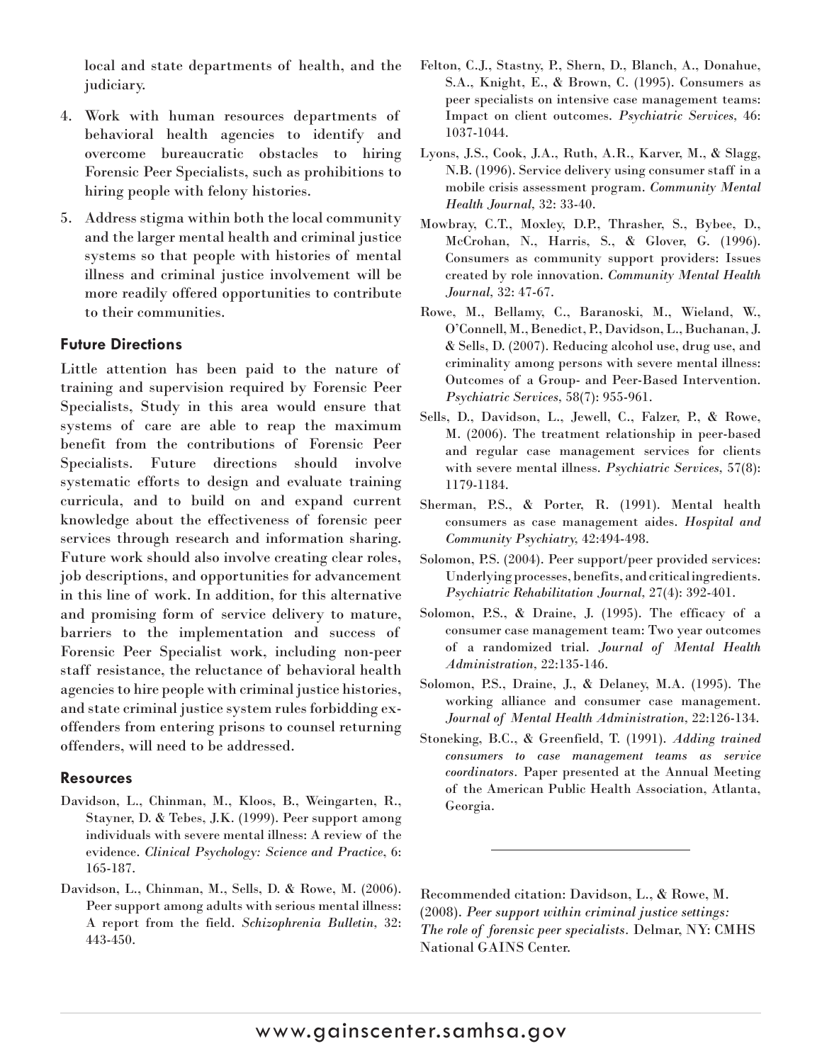local and state departments of health, and the judiciary.

4. Work with human resources departments of behavioral health agencies to identify and overcome bureaucratic obstacles to hiring Forensic Peer Specialists, such as prohibitions to hiring people with felony histories.
5. Address stigma within both the local community and the larger mental health and criminal justice systems so that people with histories of mental illness and criminal justice involvement will be more readily offered opportunities to contribute to their communities.

## Future Directions

Little attention has been paid to the nature of training and supervision required by Forensic Peer Specialists, Study in this area would ensure that systems of care are able to reap the maximum benefit from the contributions of Forensic Peer Specialists. Future directions should involve systematic efforts to design and evaluate training curricula, and to build on and expand current knowledge about the effectiveness of forensic peer services through research and information sharing. Future work should also involve creating clear roles, job descriptions, and opportunities for advancement in this line of work. In addition, for this alternative and promising form of service delivery to mature, barriers to the implementation and success of Forensic Peer Specialist work, including non-peer staff resistance, the reluctance of behavioral health agencies to hire people with criminal justice histories, and state criminal justice system rules forbidding ex-offenders from entering prisons to counsel returning offenders, will need to be addressed.

## Resources

Davidson, L., Chinman, M., Kloos, B., Weingarten, R., Stayner, D. & Tebes, J.K. (1999). Peer support among individuals with severe mental illness: A review of the evidence. *Clinical Psychology: Science and Practice*, 6: 165-187.

Davidson, L., Chinman, M., Sells, D. & Rowe, M. (2006). Peer support among adults with serious mental illness: A report from the field. *Schizophrenia Bulletin*, 32: 443-450.

Felton, C.J., Stastny, P., Shern, D., Blanch, A., Donahue, S.A., Knight, E., & Brown, C. (1995). Consumers as peer specialists on intensive case management teams: Impact on client outcomes. *Psychiatric Services*, 46: 1037-1044.

Lyons, J.S., Cook, J.A., Ruth, A.R., Karver, M., & Slagg, N.B. (1996). Service delivery using consumer staff in a mobile crisis assessment program. *Community Mental Health Journal*, 32: 33-40.

Mowbray, C.T., Moxley, D.P., Thrasher, S., Bybee, D., McCrohan, N., Harris, S., & Glover, G. (1996). Consumers as community support providers: Issues created by role innovation. *Community Mental Health Journal*, 32: 47-67.

Rowe, M., Bellamy, C., Baranoski, M., Wieland, W., O'Connell, M., Benedict, P., Davidson, L., Buchanan, J. & Sells, D. (2007). Reducing alcohol use, drug use, and criminality among persons with severe mental illness: Outcomes of a Group- and Peer-Based Intervention. *Psychiatric Services*, 58(7): 955-961.

Sells, D., Davidson, L., Jewell, C., Falzer, P., & Rowe, M. (2006). The treatment relationship in peer-based and regular case management services for clients with severe mental illness. *Psychiatric Services*, 57(8): 1179-1184.

Sherman, P.S., & Porter, R. (1991). Mental health consumers as case management aides. *Hospital and Community Psychiatry*, 42:494-498.

Solomon, P.S. (2004). Peer support/peer provided services: Underlying processes, benefits, and critical ingredients. *Psychiatric Rehabilitation Journal*, 27(4): 392-401.

Solomon, P.S., & Draine, J. (1995). The efficacy of a consumer case management team: Two year outcomes of a randomized trial. *Journal of Mental Health Administration*, 22:135-146.

Solomon, P.S., Draine, J., & Delaney, M.A. (1995). The working alliance and consumer case management. *Journal of Mental Health Administration*, 22:126-134.

Stoneking, B.C., & Greenfield, T. (1991). *Adding trained consumers to case management teams as service coordinators*. Paper presented at the Annual Meeting of the American Public Health Association, Atlanta, Georgia.

---

Recommended citation: Davidson, L., & Rowe, M. (2008). *Peer support within criminal justice settings: The role of forensic peer specialists*. Delmar, NY: CMHS National GAINS Center.